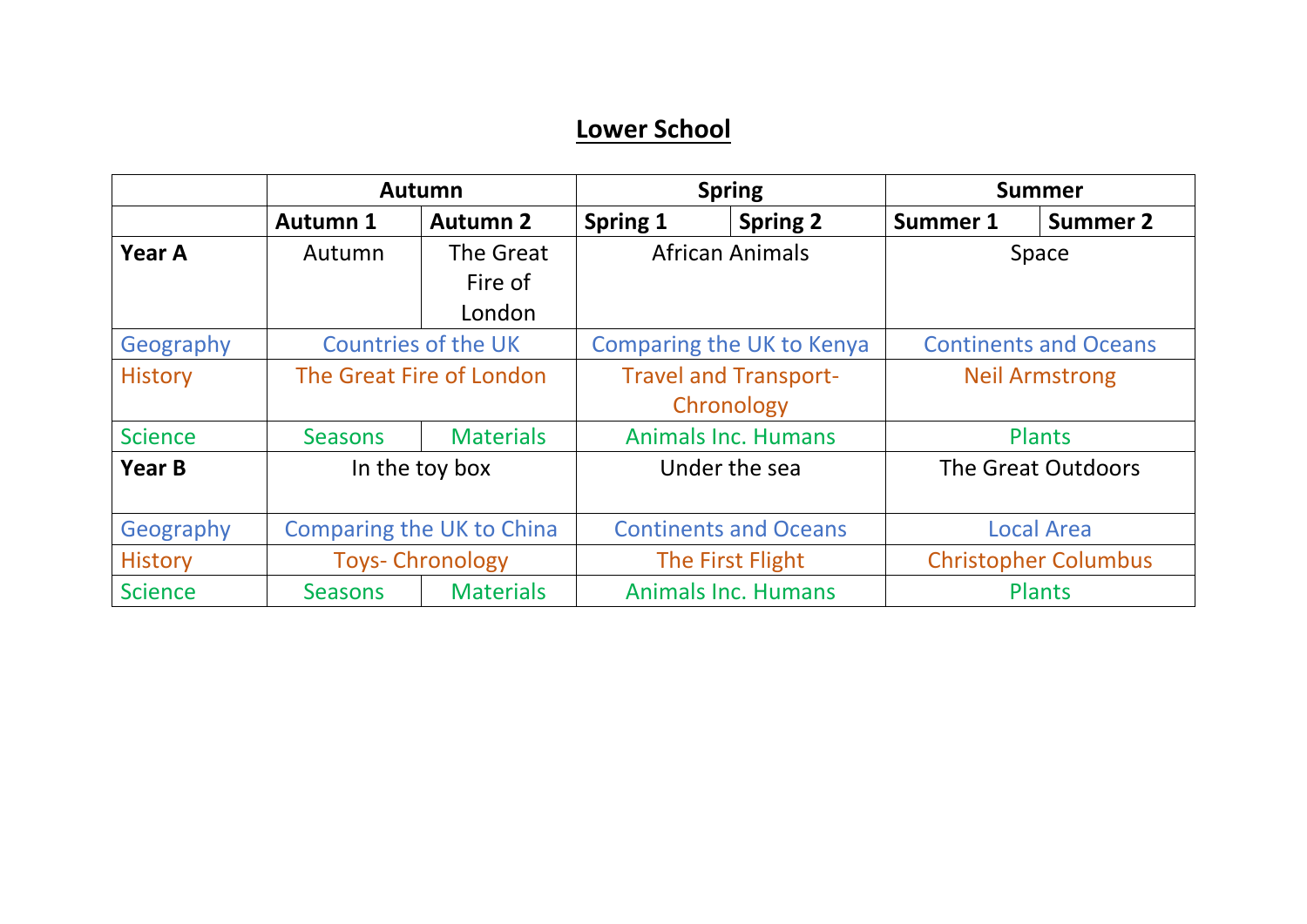# Lower School

| | Autumn | | Spring | | Summer | |
|---|---|---|---|---|---|---|
| | **Autumn 1** | **Autumn 2** | **Spring 1** | **Spring 2** | **Summer 1** | **Summer 2** |
| **Year A** | Autumn | The Great Fire of London | African Animals | | Space | |
| Geography | Countries of the UK | | Comparing the UK to Kenya | | Continents and Oceans | |
| History | The Great Fire of London | | Travel and Transport- Chronology | | Neil Armstrong | |
| Science | Seasons | Materials | Animals Inc. Humans | | Plants | |
| **Year B** | In the toy box | | Under the sea | | The Great Outdoors | |
| Geography | Comparing the UK to China | | Continents and Oceans | | Local Area | |
| History | Toys- Chronology | | The First Flight | | Christopher Columbus | |
| Science | Seasons | Materials | Animals Inc. Humans | | Plants | |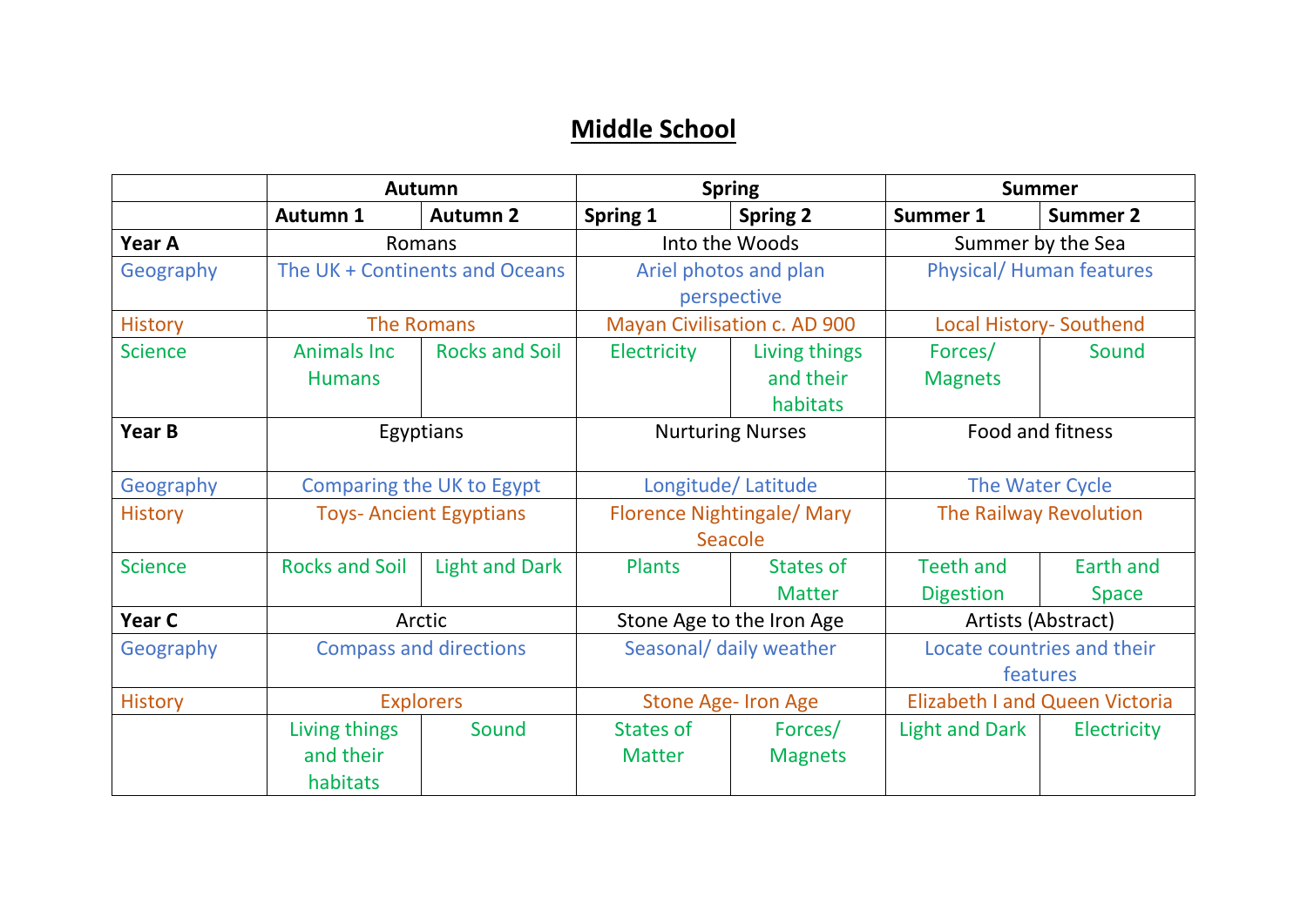# Middle School

| | Autumn | | Spring | | Summer | |
|---|---|---|---|---|---|---|
| | **Autumn 1** | **Autumn 2** | **Spring 1** | **Spring 2** | **Summer 1** | **Summer 2** |
| **Year A** | Romans | | Into the Woods | | Summer by the Sea | |
| Geography | The UK + Continents and Oceans | | Ariel photos and plan perspective | | Physical/ Human features | |
| History | The Romans | | Mayan Civilisation c. AD 900 | | Local History- Southend | |
| Science | Animals Inc Humans | Rocks and Soil | Electricity | Living things and their habitats | Forces/ Magnets | Sound |
| **Year B** | Egyptians | | Nurturing Nurses | | Food and fitness | |
| Geography | Comparing the UK to Egypt | | Longitude/ Latitude | | The Water Cycle | |
| History | Toys- Ancient Egyptians | | Florence Nightingale/ Mary Seacole | | The Railway Revolution | |
| Science | Rocks and Soil | Light and Dark | Plants | States of Matter | Teeth and Digestion | Earth and Space |
| **Year C** | Arctic | | Stone Age to the Iron Age | | Artists (Abstract) | |
| Geography | Compass and directions | | Seasonal/ daily weather | | Locate countries and their features | |
| History | Explorers | | Stone Age- Iron Age | | Elizabeth I and Queen Victoria | |
| | Living things and their habitats | Sound | States of Matter | Forces/ Magnets | Light and Dark | Electricity |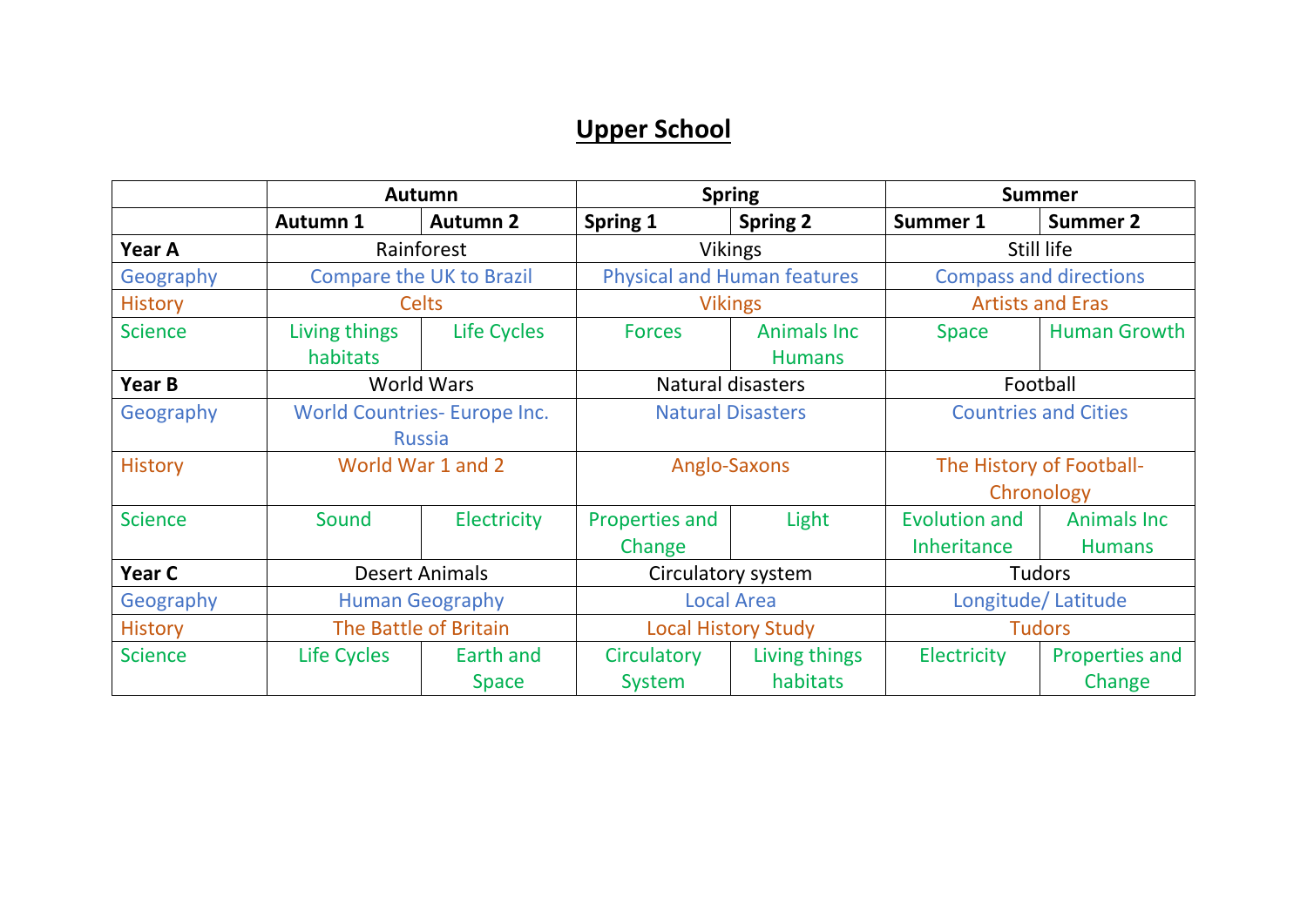# Upper School

| | Autumn | | Spring | | Summer | |
|---|---|---|---|---|---|---|
| | **Autumn 1** | **Autumn 2** | **Spring 1** | **Spring 2** | **Summer 1** | **Summer 2** |
| **Year A** | Rainforest | | Vikings | | Still life | |
| Geography | Compare the UK to Brazil | | Physical and Human features | | Compass and directions | |
| History | Celts | | Vikings | | Artists and Eras | |
| Science | Living things habitats | Life Cycles | Forces | Animals Inc Humans | Space | Human Growth |
| **Year B** | World Wars | | Natural disasters | | Football | |
| Geography | World Countries- Europe Inc. Russia | | Natural Disasters | | Countries and Cities | |
| History | World War 1 and 2 | | Anglo-Saxons | | The History of Football- Chronology | |
| Science | Sound | Electricity | Properties and Change | Light | Evolution and Inheritance | Animals Inc Humans |
| **Year C** | Desert Animals | | Circulatory system | | Tudors | |
| Geography | Human Geography | | Local Area | | Longitude/ Latitude | |
| History | The Battle of Britain | | Local History Study | | Tudors | |
| Science | Life Cycles | Earth and Space | Circulatory System | Living things habitats | Electricity | Properties and Change |